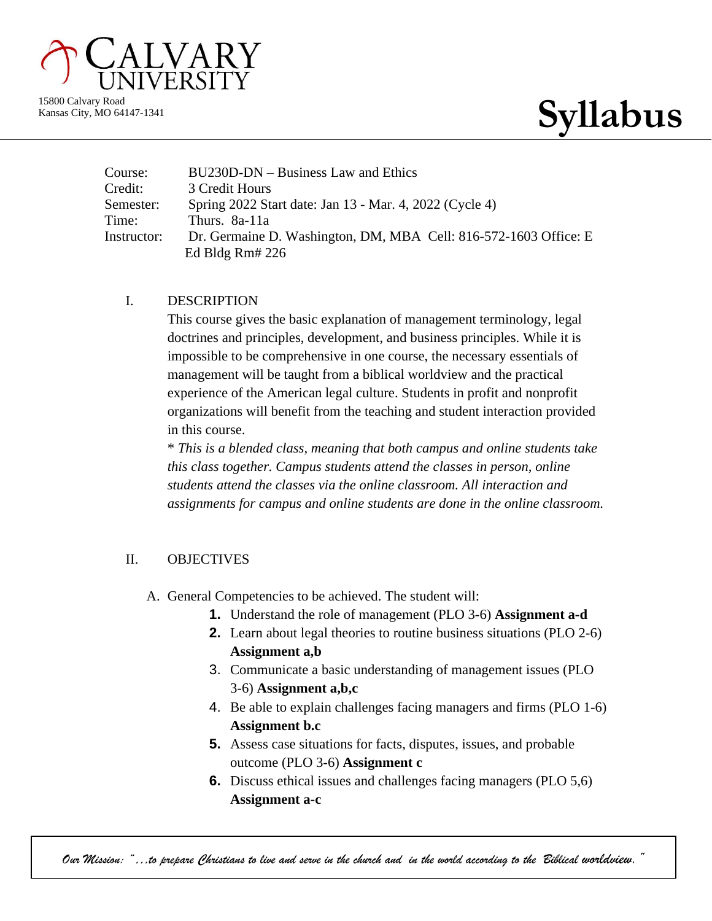# CALVARY UNIVERSITY

15800 Calvary Road
Kansas City, MO 64147-1341

# Syllabus

Course: BU230D-DN – Business Law and Ethics
Credit: 3 Credit Hours
Semester: Spring 2022 Start date: Jan 13 - Mar. 4, 2022 (Cycle 4)
Time: Thurs. 8a-11a
Instructor: Dr. Germaine D. Washington, DM, MBA Cell: 816-572-1603 Office: E Ed Bldg Rm# 226

## I. DESCRIPTION

This course gives the basic explanation of management terminology, legal doctrines and principles, development, and business principles. While it is impossible to be comprehensive in one course, the necessary essentials of management will be taught from a biblical worldview and the practical experience of the American legal culture. Students in profit and nonprofit organizations will benefit from the teaching and student interaction provided in this course.

\* *This is a blended class, meaning that both campus and online students take this class together. Campus students attend the classes in person, online students attend the classes via the online classroom. All interaction and assignments for campus and online students are done in the online classroom.*

## II. OBJECTIVES

A. General Competencies to be achieved. The student will:

1. Understand the role of management (PLO 3-6) **Assignment a-d**
2. Learn about legal theories to routine business situations (PLO 2-6) **Assignment a,b**
3. Communicate a basic understanding of management issues (PLO 3-6) **Assignment a,b,c**
4. Be able to explain challenges facing managers and firms (PLO 1-6) **Assignment b.c**
5. Assess case situations for facts, disputes, issues, and probable outcome (PLO 3-6) **Assignment c**
6. Discuss ethical issues and challenges facing managers (PLO 5,6) **Assignment a-c**

*Our Mission: "…to prepare Christians to live and serve in the church and in the world according to the Biblical worldview."*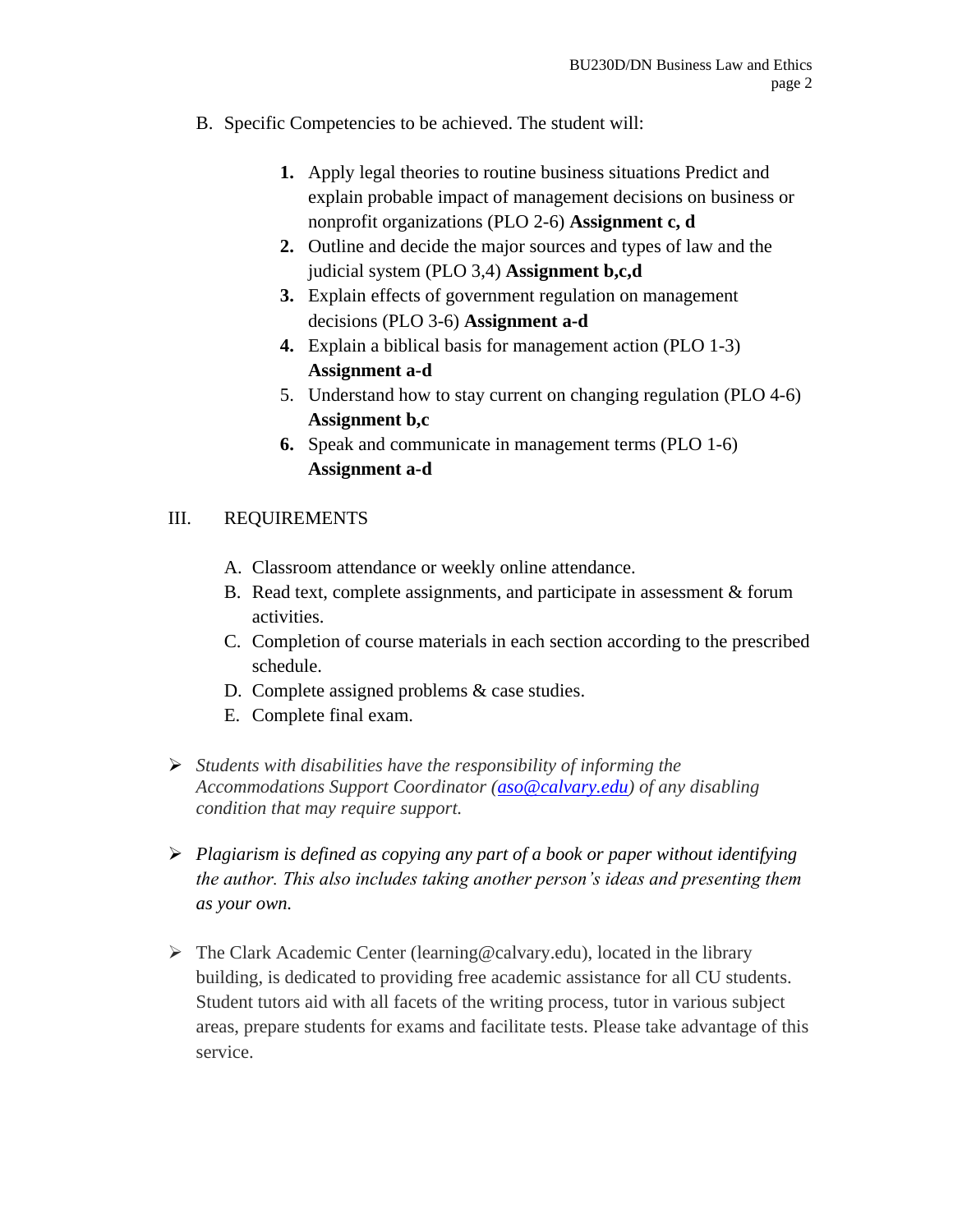B. Specific Competencies to be achieved. The student will:

1. Apply legal theories to routine business situations Predict and explain probable impact of management decisions on business or nonprofit organizations (PLO 2-6) **Assignment c, d**
2. Outline and decide the major sources and types of law and the judicial system (PLO 3,4) **Assignment b,c,d**
3. Explain effects of government regulation on management decisions (PLO 3-6) **Assignment a-d**
4. Explain a biblical basis for management action (PLO 1-3) **Assignment a-d**
5. Understand how to stay current on changing regulation (PLO 4-6) **Assignment b,c**
6. Speak and communicate in management terms (PLO 1-6) **Assignment a-d**

## III. REQUIREMENTS

A. Classroom attendance or weekly online attendance.
B. Read text, complete assignments, and participate in assessment & forum activities.
C. Completion of course materials in each section according to the prescribed schedule.
D. Complete assigned problems & case studies.
E. Complete final exam.

- *Students with disabilities have the responsibility of informing the Accommodations Support Coordinator (aso@calvary.edu) of any disabling condition that may require support.*

- *Plagiarism is defined as copying any part of a book or paper without identifying the author. This also includes taking another person's ideas and presenting them as your own.*

- The Clark Academic Center (learning@calvary.edu), located in the library building, is dedicated to providing free academic assistance for all CU students. Student tutors aid with all facets of the writing process, tutor in various subject areas, prepare students for exams and facilitate tests. Please take advantage of this service.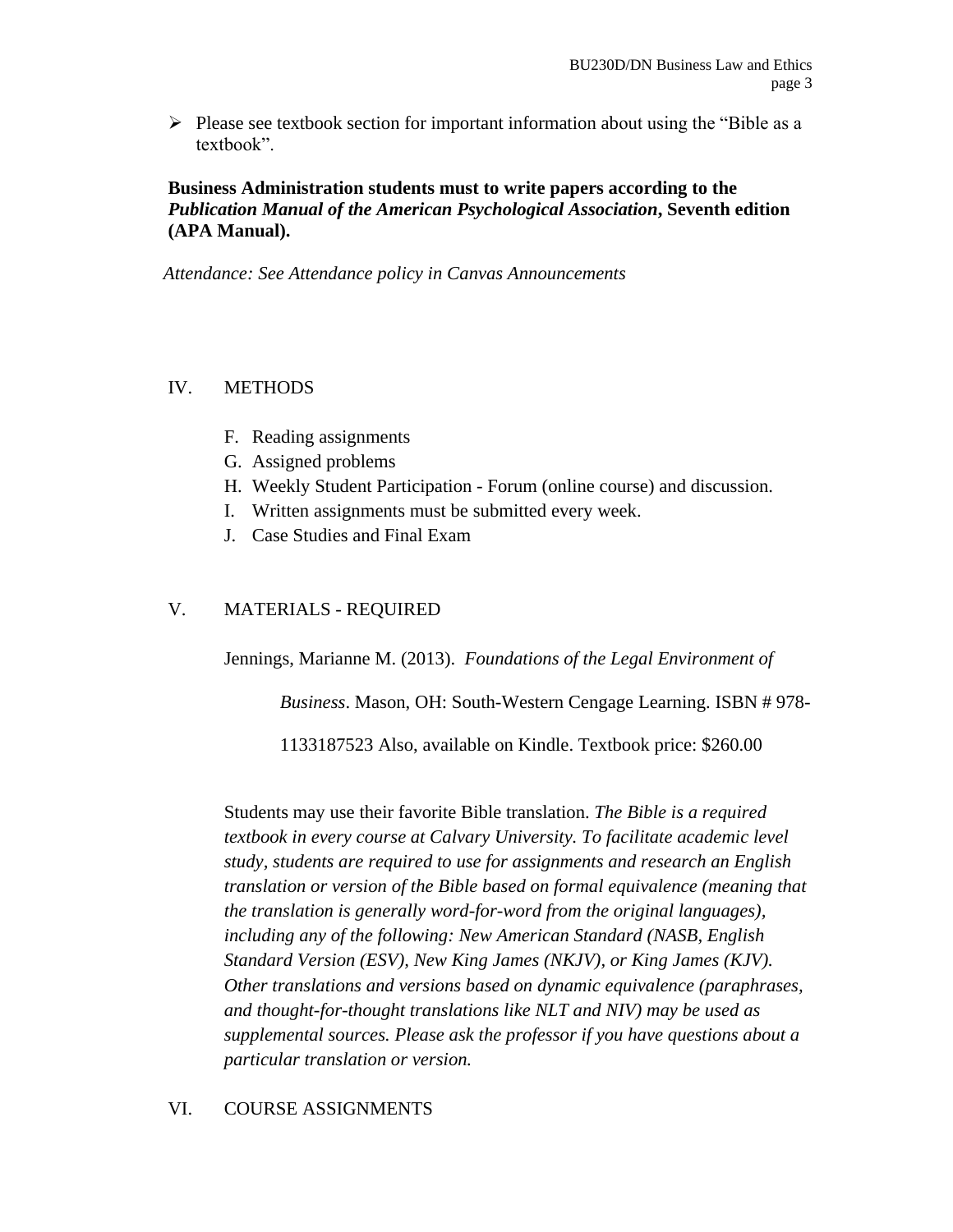- Please see textbook section for important information about using the "Bible as a textbook".

**Business Administration students must to write papers according to the *Publication Manual of the American Psychological Association*, Seventh edition (APA Manual).**

*Attendance: See Attendance policy in Canvas Announcements*

## IV. METHODS

F. Reading assignments
G. Assigned problems
H. Weekly Student Participation - Forum (online course) and discussion.
I. Written assignments must be submitted every week.
J. Case Studies and Final Exam

## V. MATERIALS - REQUIRED

Jennings, Marianne M. (2013). *Foundations of the Legal Environment of Business*. Mason, OH: South-Western Cengage Learning. ISBN # 978-1133187523 Also, available on Kindle. Textbook price: $260.00

Students may use their favorite Bible translation. *The Bible is a required textbook in every course at Calvary University. To facilitate academic level study, students are required to use for assignments and research an English translation or version of the Bible based on formal equivalence (meaning that the translation is generally word-for-word from the original languages), including any of the following: New American Standard (NASB, English Standard Version (ESV), New King James (NKJV), or King James (KJV). Other translations and versions based on dynamic equivalence (paraphrases, and thought-for-thought translations like NLT and NIV) may be used as supplemental sources. Please ask the professor if you have questions about a particular translation or version.*

## VI. COURSE ASSIGNMENTS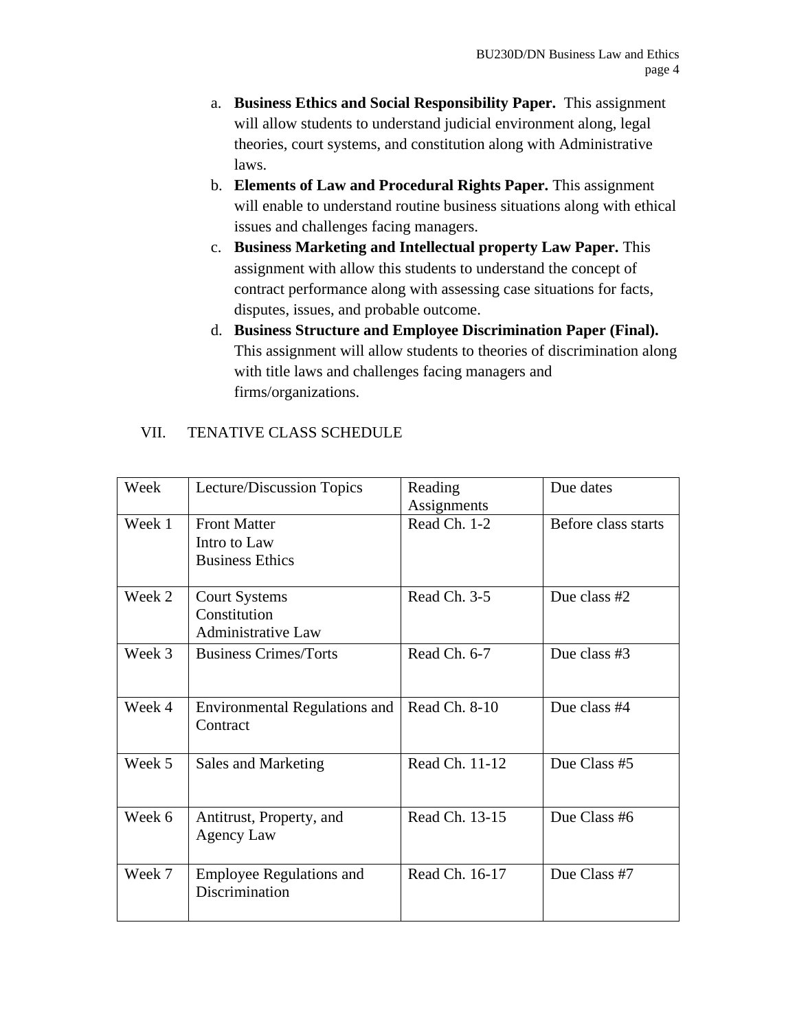a. **Business Ethics and Social Responsibility Paper.** This assignment will allow students to understand judicial environment along, legal theories, court systems, and constitution along with Administrative laws.
b. **Elements of Law and Procedural Rights Paper.** This assignment will enable to understand routine business situations along with ethical issues and challenges facing managers.
c. **Business Marketing and Intellectual property Law Paper.** This assignment with allow this students to understand the concept of contract performance along with assessing case situations for facts, disputes, issues, and probable outcome.
d. **Business Structure and Employee Discrimination Paper (Final).** This assignment will allow students to theories of discrimination along with title laws and challenges facing managers and firms/organizations.

## VII. TENATIVE CLASS SCHEDULE

| Week | Lecture/Discussion Topics | Reading Assignments | Due dates |
|---|---|---|---|
| Week 1 | Front Matter<br>Intro to Law<br>Business Ethics | Read Ch. 1-2 | Before class starts |
| Week 2 | Court Systems<br>Constitution<br>Administrative Law | Read Ch. 3-5 | Due class #2 |
| Week 3 | Business Crimes/Torts | Read Ch. 6-7 | Due class #3 |
| Week 4 | Environmental Regulations and Contract | Read Ch. 8-10 | Due class #4 |
| Week 5 | Sales and Marketing | Read Ch. 11-12 | Due Class #5 |
| Week 6 | Antitrust, Property, and Agency Law | Read Ch. 13-15 | Due Class #6 |
| Week 7 | Employee Regulations and Discrimination | Read Ch. 16-17 | Due Class #7 |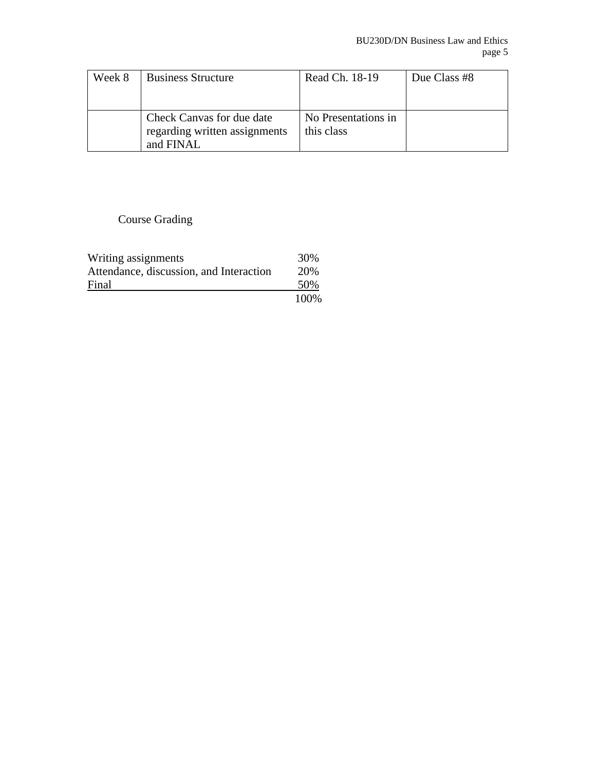| Week 8 | Business Structure | Read Ch. 18-19 | Due Class #8 |
|---|---|---|---|
| | Check Canvas for due date regarding written assignments and FINAL | No Presentations in this class | |

Course Grading

| | |
|---|---|
| Writing assignments | 30% |
| Attendance, discussion, and Interaction | 20% |
| Final | 50% |
| | 100% |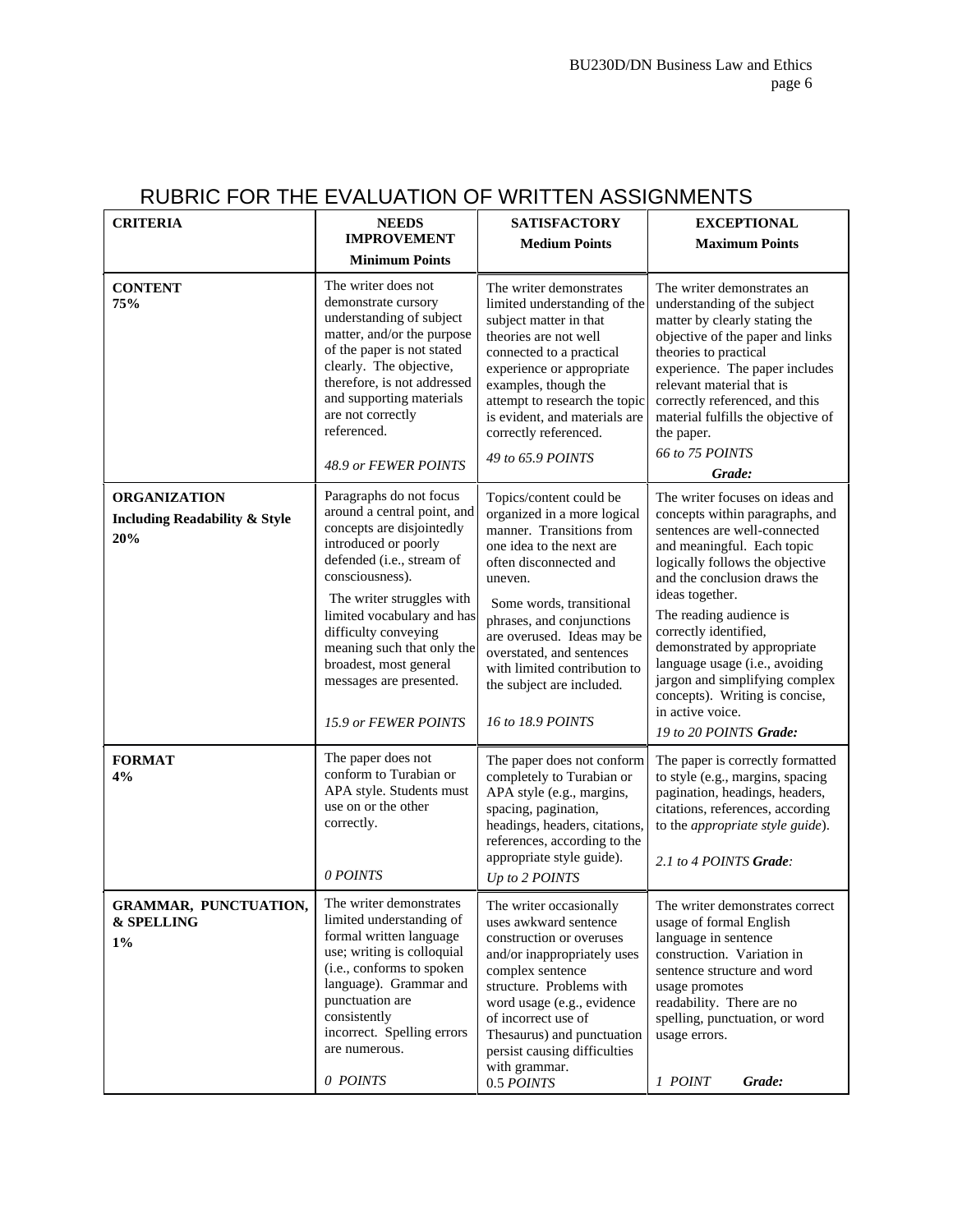# RUBRIC FOR THE EVALUATION OF WRITTEN ASSIGNMENTS

| CRITERIA | NEEDS IMPROVEMENT Minimum Points | SATISFACTORY Medium Points | EXCEPTIONAL Maximum Points |
|---|---|---|---|
| **CONTENT 75%** | The writer does not demonstrate cursory understanding of subject matter, and/or the purpose of the paper is not stated clearly. The objective, therefore, is not addressed and supporting materials are not correctly referenced. *48.9 or FEWER POINTS* | The writer demonstrates limited understanding of the subject matter in that theories are not well connected to a practical experience or appropriate examples, though the attempt to research the topic is evident, and materials are correctly referenced. *49 to 65.9 POINTS* | The writer demonstrates an understanding of the subject matter by clearly stating the objective of the paper and links theories to practical experience. The paper includes relevant material that is correctly referenced, and this material fulfills the objective of the paper. *66 to 75 POINTS* ***Grade:*** |
| **ORGANIZATION Including Readability & Style 20%** | Paragraphs do not focus around a central point, and concepts are disjointedly introduced or poorly defended (i.e., stream of consciousness). The writer struggles with limited vocabulary and has difficulty conveying meaning such that only the broadest, most general messages are presented. *15.9 or FEWER POINTS* | Topics/content could be organized in a more logical manner. Transitions from one idea to the next are often disconnected and uneven. Some words, transitional phrases, and conjunctions are overused. Ideas may be overstated, and sentences with limited contribution to the subject are included. *16 to 18.9 POINTS* | The writer focuses on ideas and concepts within paragraphs, and sentences are well-connected and meaningful. Each topic logically follows the objective and the conclusion draws the ideas together. The reading audience is correctly identified, demonstrated by appropriate language usage (i.e., avoiding jargon and simplifying complex concepts). Writing is concise, in active voice. *19 to 20 POINTS* ***Grade:*** |
| **FORMAT 4%** | The paper does not conform to Turabian or APA style. Students must use on or the other correctly. *0 POINTS* | The paper does not conform completely to Turabian or APA style (e.g., margins, spacing, pagination, headings, headers, citations, references, according to the appropriate style guide). *Up to 2 POINTS* | The paper is correctly formatted to style (e.g., margins, spacing pagination, headings, headers, citations, references, according to the *appropriate style guide*). *2.1 to 4 POINTS* ***Grade:*** |
| **GRAMMAR, PUNCTUATION, & SPELLING 1%** | The writer demonstrates limited understanding of formal written language use; writing is colloquial (i.e., conforms to spoken language). Grammar and punctuation are consistently incorrect. Spelling errors are numerous. *0 POINTS* | The writer occasionally uses awkward sentence construction or overuses and/or inappropriately uses complex sentence structure. Problems with word usage (e.g., evidence of incorrect use of Thesaurus) and punctuation persist causing difficulties with grammar. 0.5 *POINTS* | The writer demonstrates correct usage of formal English language in sentence construction. Variation in sentence structure and word usage promotes readability. There are no spelling, punctuation, or word usage errors. *1 POINT* ***Grade:*** |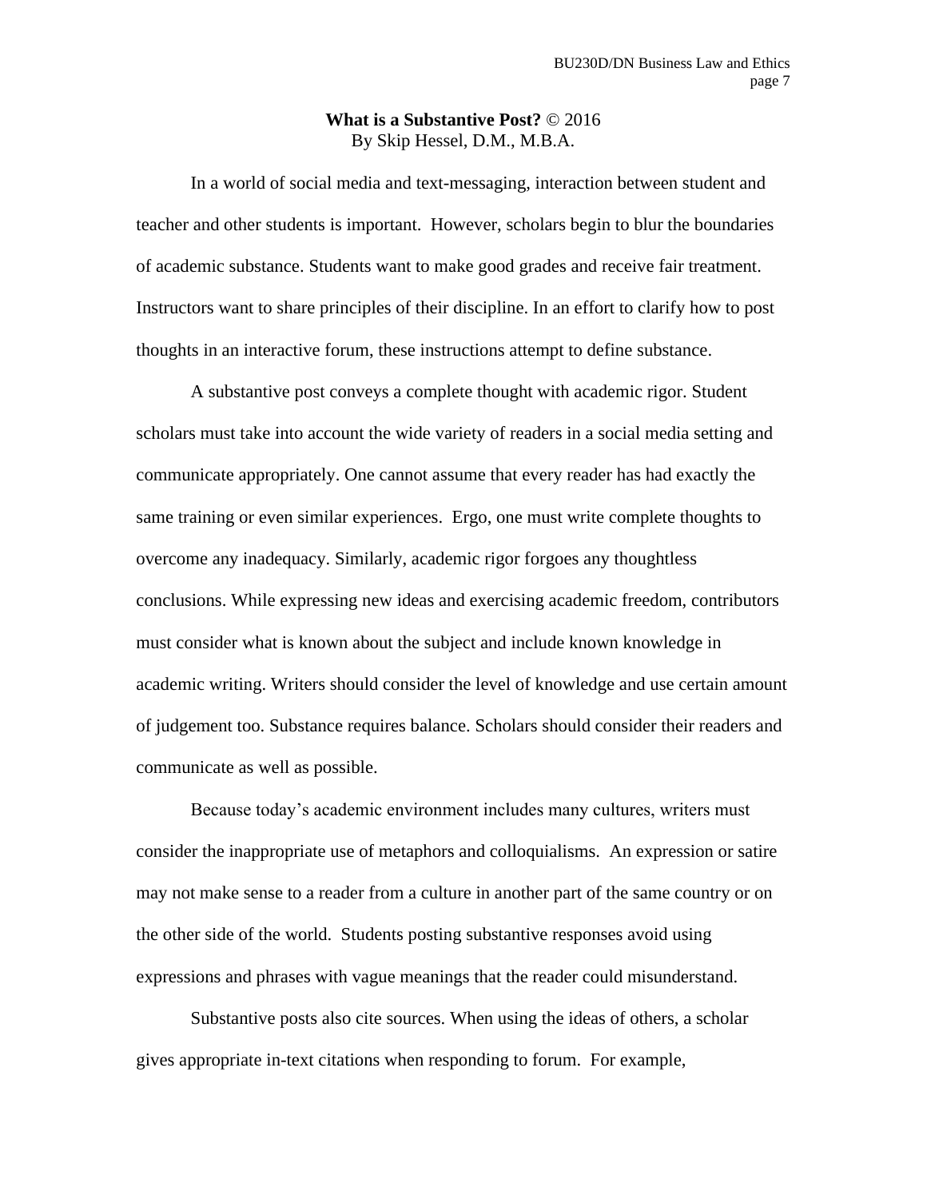**What is a Substantive Post?** © 2016
By Skip Hessel, D.M., M.B.A.

In a world of social media and text-messaging, interaction between student and teacher and other students is important. However, scholars begin to blur the boundaries of academic substance. Students want to make good grades and receive fair treatment. Instructors want to share principles of their discipline. In an effort to clarify how to post thoughts in an interactive forum, these instructions attempt to define substance.

A substantive post conveys a complete thought with academic rigor. Student scholars must take into account the wide variety of readers in a social media setting and communicate appropriately. One cannot assume that every reader has had exactly the same training or even similar experiences. Ergo, one must write complete thoughts to overcome any inadequacy. Similarly, academic rigor forgoes any thoughtless conclusions. While expressing new ideas and exercising academic freedom, contributors must consider what is known about the subject and include known knowledge in academic writing. Writers should consider the level of knowledge and use certain amount of judgement too. Substance requires balance. Scholars should consider their readers and communicate as well as possible.

Because today's academic environment includes many cultures, writers must consider the inappropriate use of metaphors and colloquialisms. An expression or satire may not make sense to a reader from a culture in another part of the same country or on the other side of the world. Students posting substantive responses avoid using expressions and phrases with vague meanings that the reader could misunderstand.

Substantive posts also cite sources. When using the ideas of others, a scholar gives appropriate in-text citations when responding to forum. For example,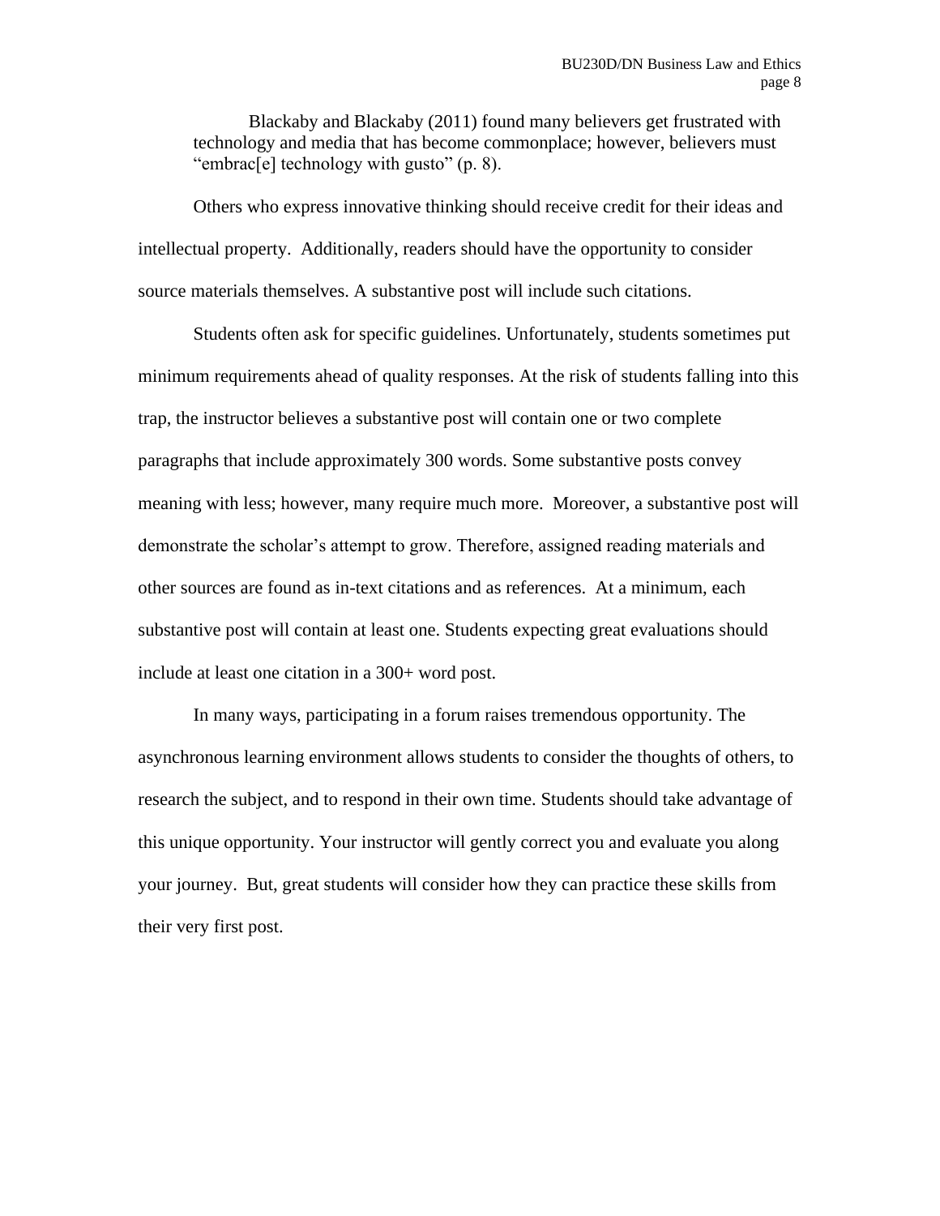> Blackaby and Blackaby (2011) found many believers get frustrated with technology and media that has become commonplace; however, believers must "embrac[e] technology with gusto" (p. 8).

Others who express innovative thinking should receive credit for their ideas and intellectual property. Additionally, readers should have the opportunity to consider source materials themselves. A substantive post will include such citations.

Students often ask for specific guidelines. Unfortunately, students sometimes put minimum requirements ahead of quality responses. At the risk of students falling into this trap, the instructor believes a substantive post will contain one or two complete paragraphs that include approximately 300 words. Some substantive posts convey meaning with less; however, many require much more. Moreover, a substantive post will demonstrate the scholar's attempt to grow. Therefore, assigned reading materials and other sources are found as in-text citations and as references. At a minimum, each substantive post will contain at least one. Students expecting great evaluations should include at least one citation in a 300+ word post.

In many ways, participating in a forum raises tremendous opportunity. The asynchronous learning environment allows students to consider the thoughts of others, to research the subject, and to respond in their own time. Students should take advantage of this unique opportunity. Your instructor will gently correct you and evaluate you along your journey. But, great students will consider how they can practice these skills from their very first post.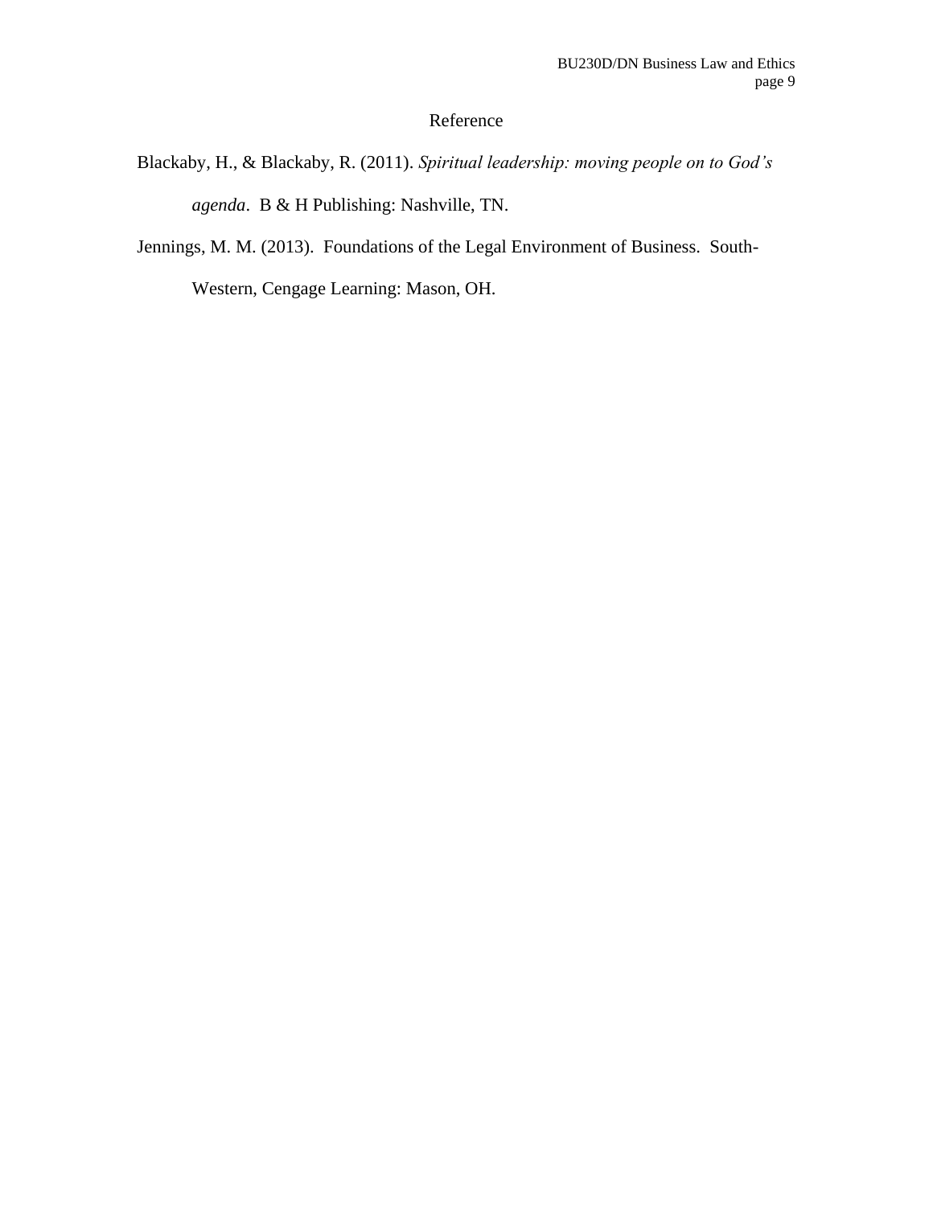# Reference

Blackaby, H., & Blackaby, R. (2011). *Spiritual leadership: moving people on to God's agenda*. B & H Publishing: Nashville, TN.

Jennings, M. M. (2013). Foundations of the Legal Environment of Business. South-Western, Cengage Learning: Mason, OH.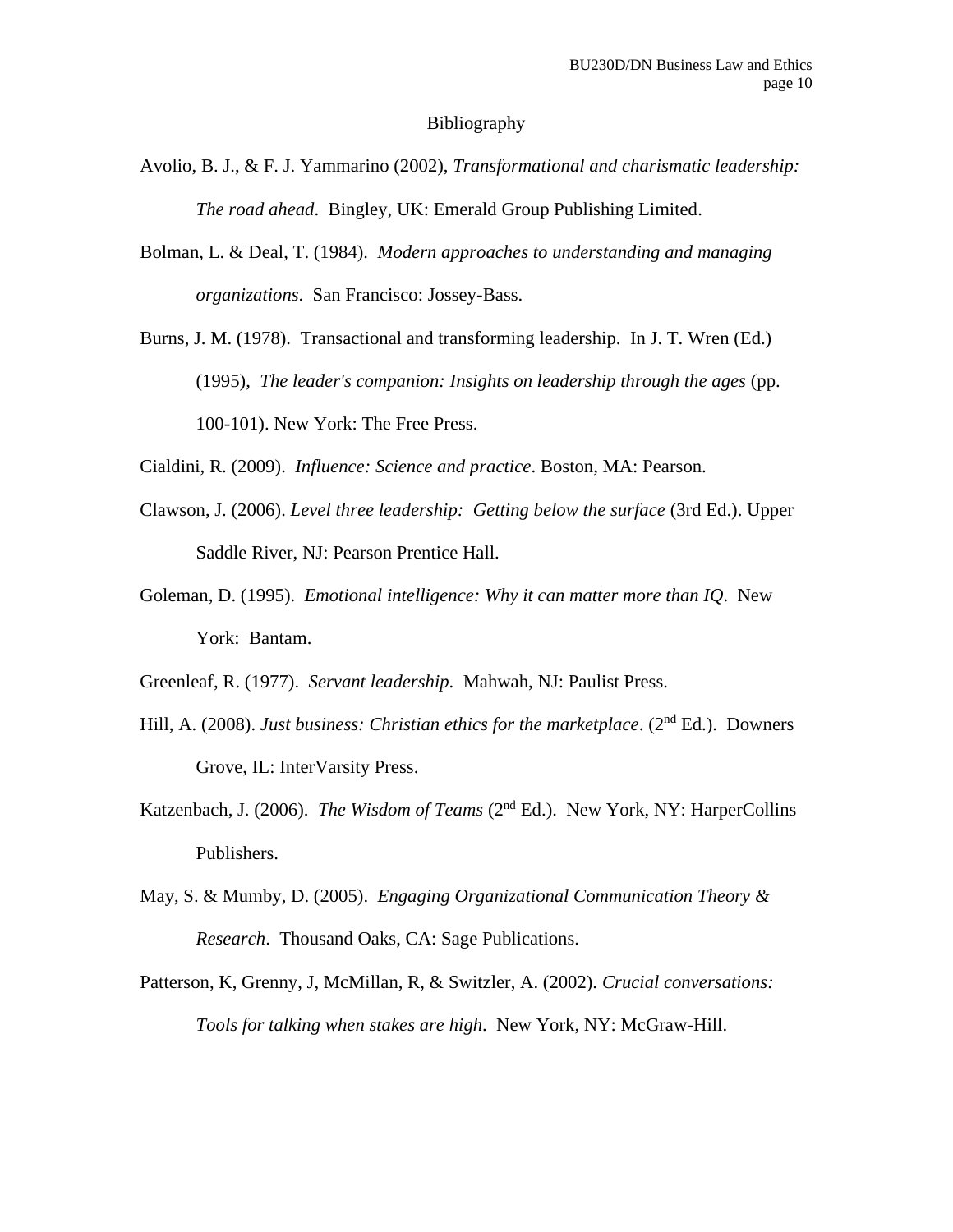# Bibliography

Avolio, B. J., & F. J. Yammarino (2002), *Transformational and charismatic leadership: The road ahead*. Bingley, UK: Emerald Group Publishing Limited.

Bolman, L. & Deal, T. (1984). *Modern approaches to understanding and managing organizations*. San Francisco: Jossey-Bass.

Burns, J. M. (1978). Transactional and transforming leadership. In J. T. Wren (Ed.) (1995), *The leader's companion: Insights on leadership through the ages* (pp. 100-101). New York: The Free Press.

Cialdini, R. (2009). *Influence: Science and practice*. Boston, MA: Pearson.

Clawson, J. (2006). *Level three leadership: Getting below the surface* (3rd Ed.). Upper Saddle River, NJ: Pearson Prentice Hall.

Goleman, D. (1995). *Emotional intelligence: Why it can matter more than IQ*. New York: Bantam.

Greenleaf, R. (1977). *Servant leadership*. Mahwah, NJ: Paulist Press.

Hill, A. (2008). *Just business: Christian ethics for the marketplace*. (2nd Ed.). Downers Grove, IL: InterVarsity Press.

Katzenbach, J. (2006). *The Wisdom of Teams* (2nd Ed.). New York, NY: HarperCollins Publishers.

May, S. & Mumby, D. (2005). *Engaging Organizational Communication Theory & Research*. Thousand Oaks, CA: Sage Publications.

Patterson, K, Grenny, J, McMillan, R, & Switzler, A. (2002). *Crucial conversations: Tools for talking when stakes are high*. New York, NY: McGraw-Hill.